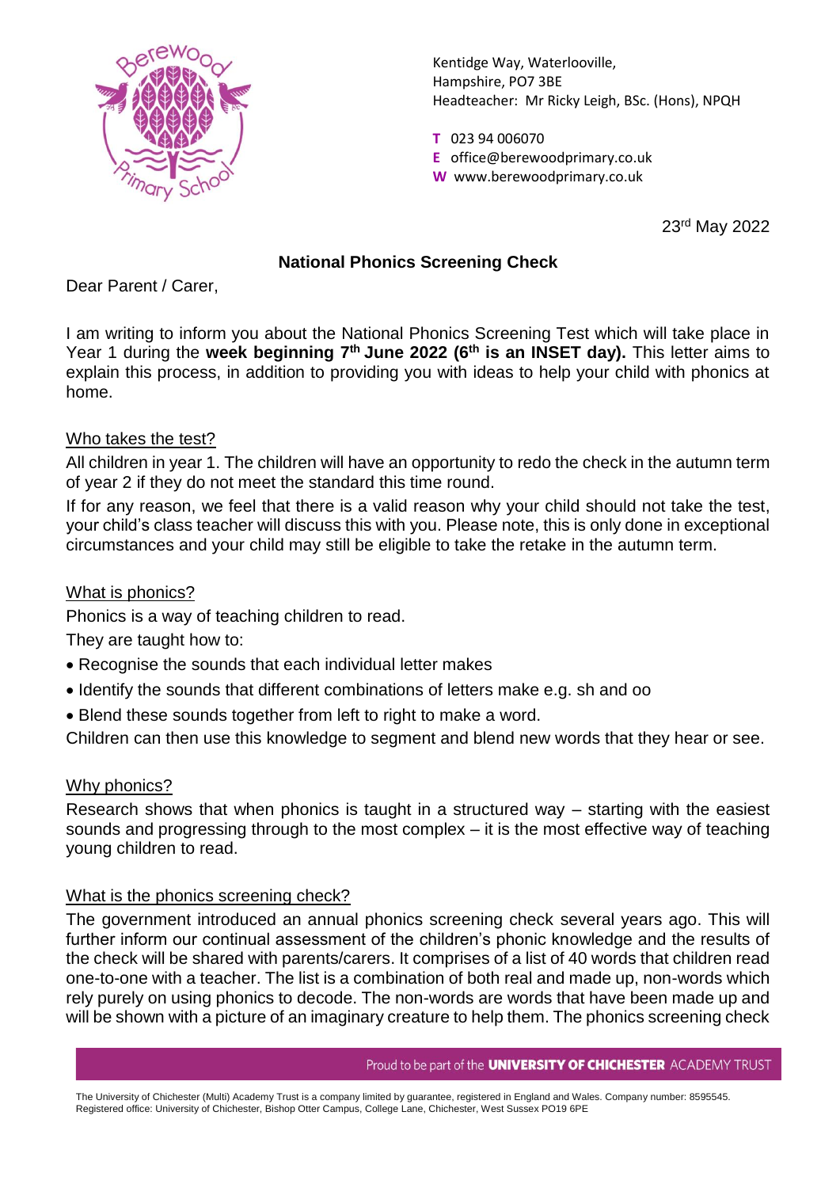Kentidge Way, Waterlooville,
Hampshire, PO7 3BE
Headteacher: Mr Ricky Leigh, BSc. (Hons), NPQH

**T** 023 94 006070
**E** office@berewoodprimary.co.uk
**W** www.berewoodprimary.co.uk

23rd May 2022

**National Phonics Screening Check**

Dear Parent / Carer,

I am writing to inform you about the National Phonics Screening Test which will take place in Year 1 during the **week beginning 7th June 2022 (6th is an INSET day).** This letter aims to explain this process, in addition to providing you with ideas to help your child with phonics at home.

Who takes the test?

All children in year 1. The children will have an opportunity to redo the check in the autumn term of year 2 if they do not meet the standard this time round.

If for any reason, we feel that there is a valid reason why your child should not take the test, your child's class teacher will discuss this with you. Please note, this is only done in exceptional circumstances and your child may still be eligible to take the retake in the autumn term.

What is phonics?

Phonics is a way of teaching children to read.

They are taught how to:

- Recognise the sounds that each individual letter makes
- Identify the sounds that different combinations of letters make e.g. sh and oo
- Blend these sounds together from left to right to make a word.

Children can then use this knowledge to segment and blend new words that they hear or see.

Why phonics?

Research shows that when phonics is taught in a structured way – starting with the easiest sounds and progressing through to the most complex – it is the most effective way of teaching young children to read.

What is the phonics screening check?

The government introduced an annual phonics screening check several years ago. This will further inform our continual assessment of the children's phonic knowledge and the results of the check will be shared with parents/carers. It comprises of a list of 40 words that children read one-to-one with a teacher. The list is a combination of both real and made up, non-words which rely purely on using phonics to decode. The non-words are words that have been made up and will be shown with a picture of an imaginary creature to help them. The phonics screening check

Proud to be part of the **UNIVERSITY OF CHICHESTER** ACADEMY TRUST

The University of Chichester (Multi) Academy Trust is a company limited by guarantee, registered in England and Wales. Company number: 8595545.
Registered office: University of Chichester, Bishop Otter Campus, College Lane, Chichester, West Sussex PO19 6PE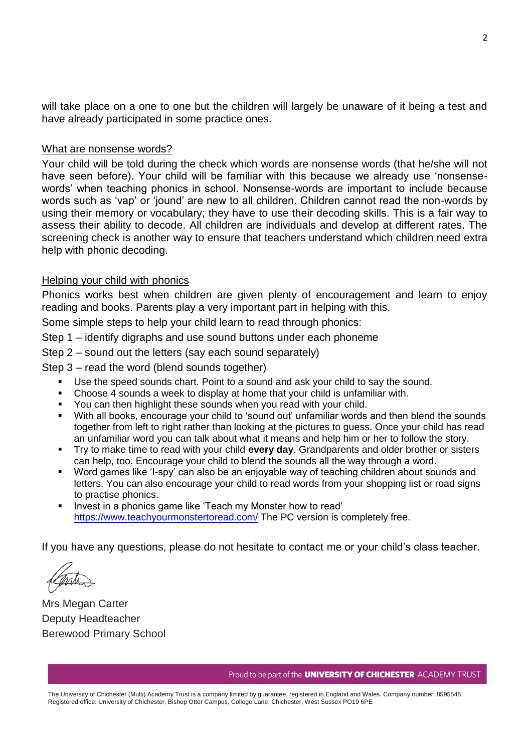will take place on a one to one but the children will largely be unaware of it being a test and have already participated in some practice ones.

## What are nonsense words?

Your child will be told during the check which words are nonsense words (that he/she will not have seen before). Your child will be familiar with this because we already use 'nonsense-words' when teaching phonics in school. Nonsense-words are important to include because words such as 'vap' or 'jound' are new to all children. Children cannot read the non-words by using their memory or vocabulary; they have to use their decoding skills. This is a fair way to assess their ability to decode. All children are individuals and develop at different rates. The screening check is another way to ensure that teachers understand which children need extra help with phonic decoding.

## Helping your child with phonics

Phonics works best when children are given plenty of encouragement and learn to enjoy reading and books. Parents play a very important part in helping with this.

Some simple steps to help your child learn to read through phonics:

Step 1 – identify digraphs and use sound buttons under each phoneme

Step 2 – sound out the letters (say each sound separately)

Step 3 – read the word (blend sounds together)

- Use the speed sounds chart. Point to a sound and ask your child to say the sound.
- Choose 4 sounds a week to display at home that your child is unfamiliar with.
- You can then highlight these sounds when you read with your child.
- With all books, encourage your child to 'sound out' unfamiliar words and then blend the sounds together from left to right rather than looking at the pictures to guess. Once your child has read an unfamiliar word you can talk about what it means and help him or her to follow the story.
- Try to make time to read with your child **every day**. Grandparents and older brother or sisters can help, too. Encourage your child to blend the sounds all the way through a word.
- Word games like 'I-spy' can also be an enjoyable way of teaching children about sounds and letters. You can also encourage your child to read words from your shopping list or road signs to practise phonics.
- Invest in a phonics game like 'Teach my Monster how to read' https://www.teachyourmonstertoread.com/ The PC version is completely free.

If you have any questions, please do not hesitate to contact me or your child's class teacher.

Mrs Megan Carter
Deputy Headteacher
Berewood Primary School

Proud to be part of the **UNIVERSITY OF CHICHESTER** ACADEMY TRUST

The University of Chichester (Multi) Academy Trust is a company limited by guarantee, registered in England and Wales. Company number: 8595545. Registered office: University of Chichester, Bishop Otter Campus, College Lane, Chichester, West Sussex PO19 6PE